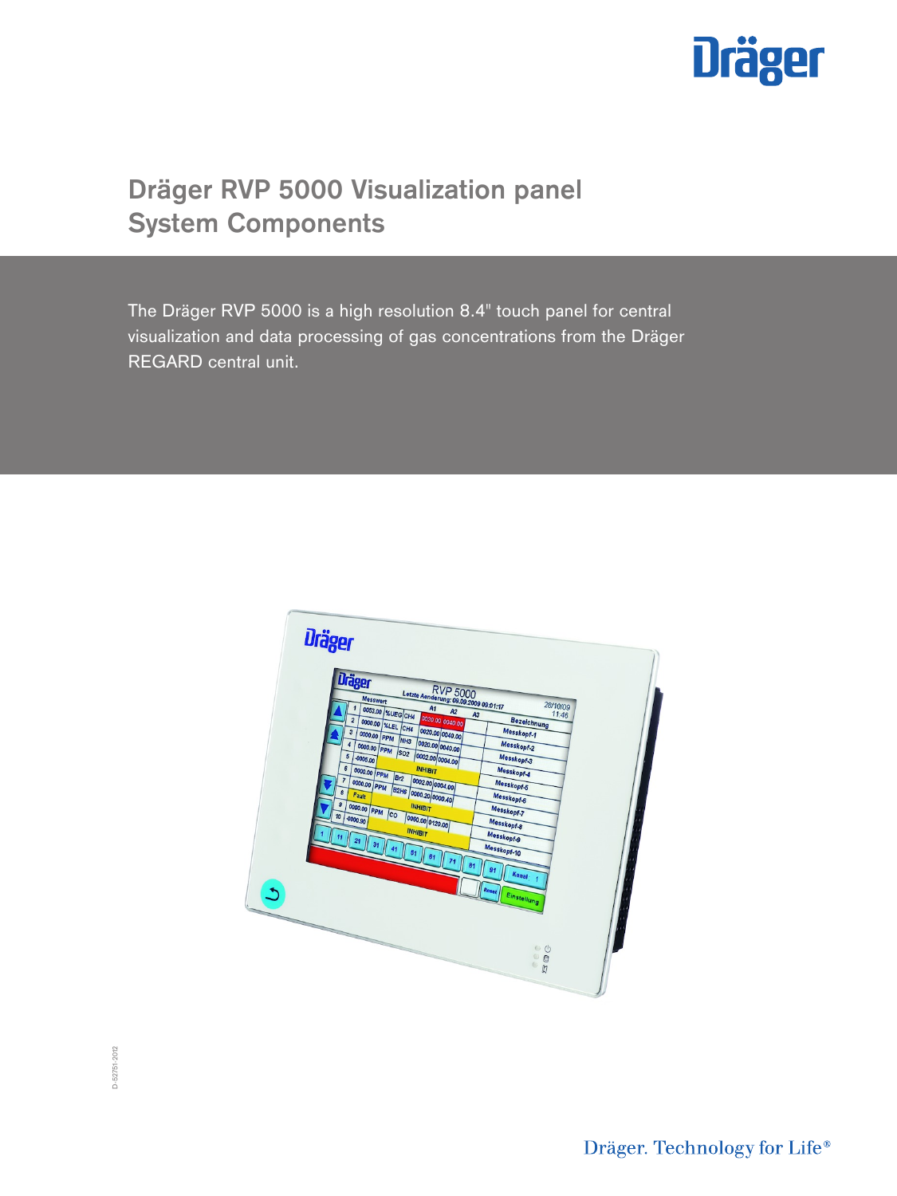# Dräger RVP 5000 Visualization panel
## System Components

The Dräger RVP 5000 is a high resolution 8.4" touch panel for central visualization and data processing of gas concentrations from the Dräger REGARD central unit.

D-52751-2012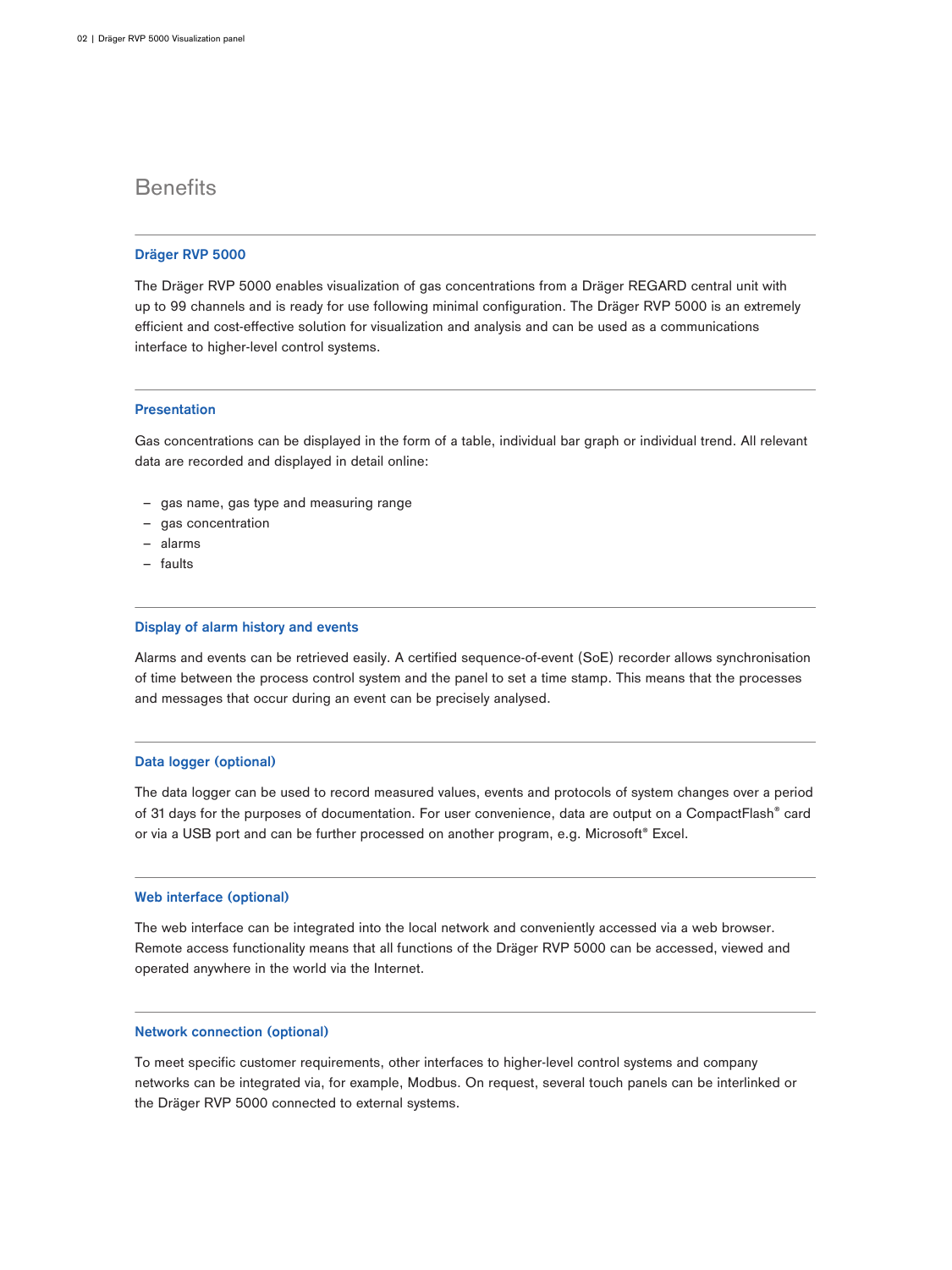# Benefits

## Dräger RVP 5000

The Dräger RVP 5000 enables visualization of gas concentrations from a Dräger REGARD central unit with up to 99 channels and is ready for use following minimal configuration. The Dräger RVP 5000 is an extremely efficient and cost-effective solution for visualization and analysis and can be used as a communications interface to higher-level control systems.

## Presentation

Gas concentrations can be displayed in the form of a table, individual bar graph or individual trend. All relevant data are recorded and displayed in detail online:

- gas name, gas type and measuring range
- gas concentration
- alarms
- faults

## Display of alarm history and events

Alarms and events can be retrieved easily. A certified sequence-of-event (SoE) recorder allows synchronisation of time between the process control system and the panel to set a time stamp. This means that the processes and messages that occur during an event can be precisely analysed.

## Data logger (optional)

The data logger can be used to record measured values, events and protocols of system changes over a period of 31 days for the purposes of documentation. For user convenience, data are output on a CompactFlash® card or via a USB port and can be further processed on another program, e.g. Microsoft® Excel.

## Web interface (optional)

The web interface can be integrated into the local network and conveniently accessed via a web browser. Remote access functionality means that all functions of the Dräger RVP 5000 can be accessed, viewed and operated anywhere in the world via the Internet.

## Network connection (optional)

To meet specific customer requirements, other interfaces to higher-level control systems and company networks can be integrated via, for example, Modbus. On request, several touch panels can be interlinked or the Dräger RVP 5000 connected to external systems.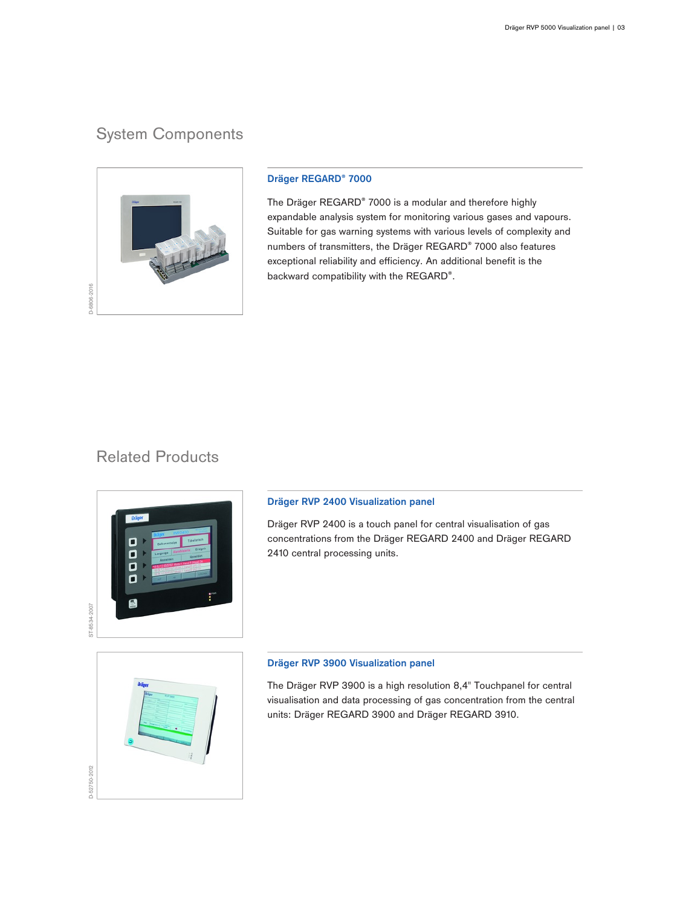## System Components

### Dräger REGARD® 7000

The Dräger REGARD® 7000 is a modular and therefore highly expandable analysis system for monitoring various gases and vapours. Suitable for gas warning systems with various levels of complexity and numbers of transmitters, the Dräger REGARD® 7000 also features exceptional reliability and efficiency. An additional benefit is the backward compatibility with the REGARD®.

D-6806-2016

## Related Products

### Dräger RVP 2400 Visualization panel

Dräger RVP 2400 is a touch panel for central visualisation of gas concentrations from the Dräger REGARD 2400 and Dräger REGARD 2410 central processing units.

ST-8534-2007

### Dräger RVP 3900 Visualization panel

The Dräger RVP 3900 is a high resolution 8,4" Touchpanel for central visualisation and data processing of gas concentration from the central units: Dräger REGARD 3900 and Dräger REGARD 3910.

D-52750-2012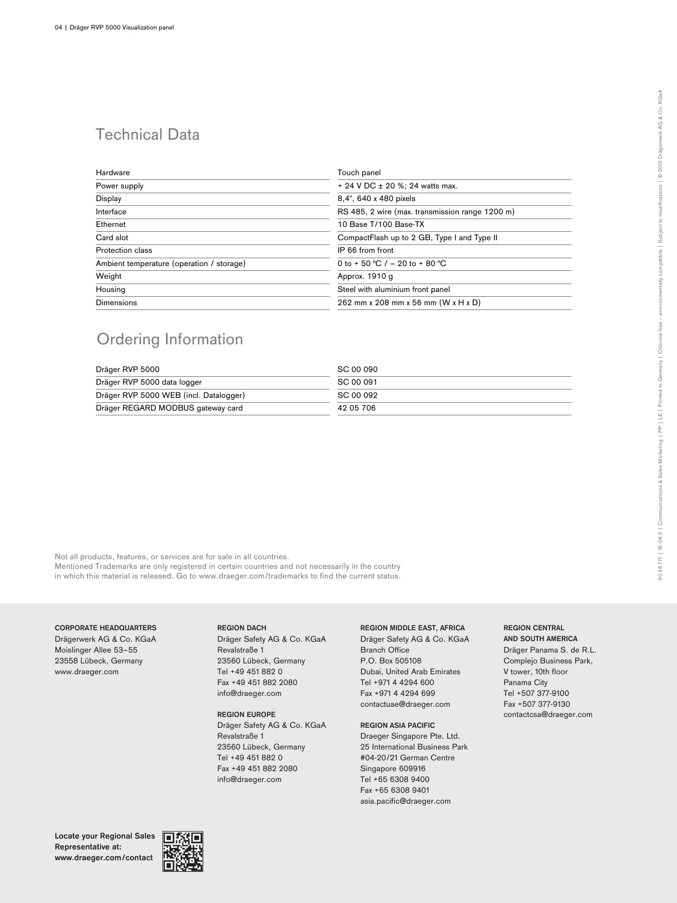## Technical Data

| | |
|---|---|
| Hardware | Touch panel |
| Power supply | + 24 V DC ± 20 %; 24 watts max. |
| Display | 8,4", 640 x 480 pixels |
| Interface | RS 485, 2 wire (max. transmission range 1200 m) |
| Ethernet | 10 Base T/100 Base-TX |
| Card slot | CompactFlash up to 2 GB, Type I and Type II |
| Protection class | IP 66 from front |
| Ambient temperature (operation / storage) | 0 to + 50 °C / – 20 to + 80 °C |
| Weight | Approx. 1910 g |
| Housing | Steel with aluminium front panel |
| Dimensions | 262 mm x 208 mm x 56 mm (W x H x D) |

## Ordering Information

| | |
|---|---|
| Dräger RVP 5000 | SC 00 090 |
| Dräger RVP 5000 data logger | SC 00 091 |
| Dräger RVP 5000 WEB (incl. Datalogger) | SC 00 092 |
| Dräger REGARD MODBUS gateway card | 42 05 706 |

Not all products, features, or services are for sale in all countries.
Mentioned Trademarks are only registered in certain countries and not necessarily in the country in which this material is released. Go to www.draeger.com/trademarks to find the current status.

**CORPORATE HEADQUARTERS**
Drägerwerk AG & Co. KGaA
Moislinger Allee 53–55
23558 Lübeck, Germany
www.draeger.com

**REGION DACH**
Dräger Safety AG & Co. KGaA
Revalstraße 1
23560 Lübeck, Germany
Tel +49 451 882 0
Fax +49 451 882 2080
info@draeger.com

**REGION EUROPE**
Dräger Safety AG & Co. KGaA
Revalstraße 1
23560 Lübeck, Germany
Tel +49 451 882 0
Fax +49 451 882 2080
info@draeger.com

**REGION MIDDLE EAST, AFRICA**
Dräger Safety AG & Co. KGaA
Branch Office
P.O. Box 505108
Dubai, United Arab Emirates
Tel +971 4 4294 600
Fax +971 4 4294 699
contactuae@draeger.com

**REGION ASIA PACIFIC**
Draeger Singapore Pte. Ltd.
25 International Business Park
#04-20/21 German Centre
Singapore 609916
Tel +65 6308 9400
Fax +65 6308 9401
asia.pacific@draeger.com

**REGION CENTRAL AND SOUTH AMERICA**
Dräger Panama S. de R.L.
Complejo Business Park,
V tower, 10th floor
Panama City
Tel +507 377-9100
Fax +507 377-9130
contactcsa@draeger.com

**Locate your Regional Sales Representative at: www.draeger.com/contact**

90 46 771 | 15-04-3 | Communications & Sales Marketing | PP | LE | Printed in Germany | Chlorine-free – environmentally compatible | Subject to modifications | © 2015 Drägerwerk AG & Co. KGaA